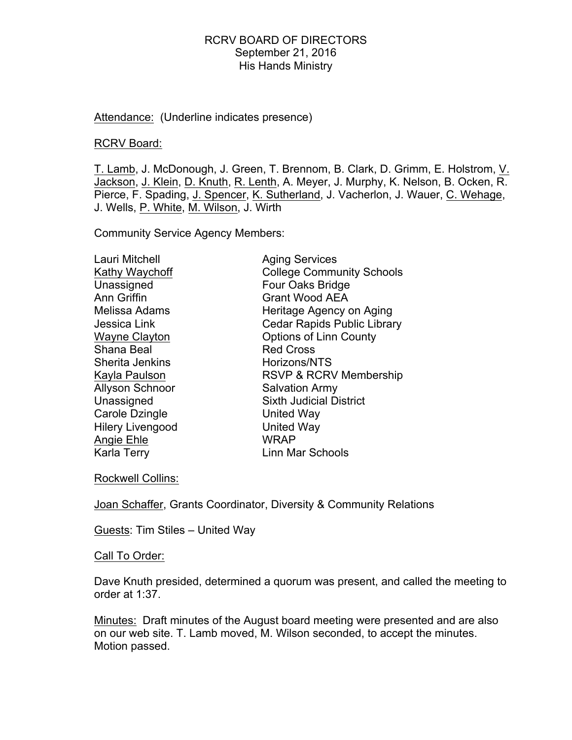# RCRV BOARD OF DIRECTORS
## September 21, 2016
## His Hands Ministry

<u>Attendance:</u> (Underline indicates presence)

<u>RCRV Board:</u>

<u>T. Lamb</u>, J. McDonough, J. Green, T. Brennom, B. Clark, D. Grimm, E. Holstrom, <u>V. Jackson</u>, <u>J. Klein</u>, <u>D. Knuth</u>, <u>R. Lenth</u>, A. Meyer, J. Murphy, K. Nelson, B. Ocken, R. Pierce, F. Spading, <u>J. Spencer</u>, <u>K. Sutherland</u>, J. Vacherlon, J. Wauer, <u>C. Wehage</u>, J. Wells, <u>P. White</u>, <u>M. Wilson</u>, J. Wirth

Community Service Agency Members:

| Member | Agency |
|---|---|
| Lauri Mitchell | Aging Services |
| <u>Kathy Waychoff</u> | College Community Schools |
| Unassigned | Four Oaks Bridge |
| Ann Griffin | Grant Wood AEA |
| Melissa Adams | Heritage Agency on Aging |
| Jessica Link | Cedar Rapids Public Library |
| <u>Wayne Clayton</u> | Options of Linn County |
| Shana Beal | Red Cross |
| Sherita Jenkins | Horizons/NTS |
| <u>Kayla Paulson</u> | RSVP & RCRV Membership |
| Allyson Schnoor | Salvation Army |
| Unassigned | Sixth Judicial District |
| Carole Dzingle | United Way |
| Hilery Livengood | United Way |
| <u>Angie Ehle</u> | WRAP |
| Karla Terry | Linn Mar Schools |

<u>Rockwell Collins:</u>

<u>Joan Schaffer</u>, Grants Coordinator, Diversity & Community Relations

<u>Guests</u>: Tim Stiles – United Way

<u>Call To Order:</u>

Dave Knuth presided, determined a quorum was present, and called the meeting to order at 1:37.

<u>Minutes:</u> Draft minutes of the August board meeting were presented and are also on our web site. T. Lamb moved, M. Wilson seconded, to accept the minutes. Motion passed.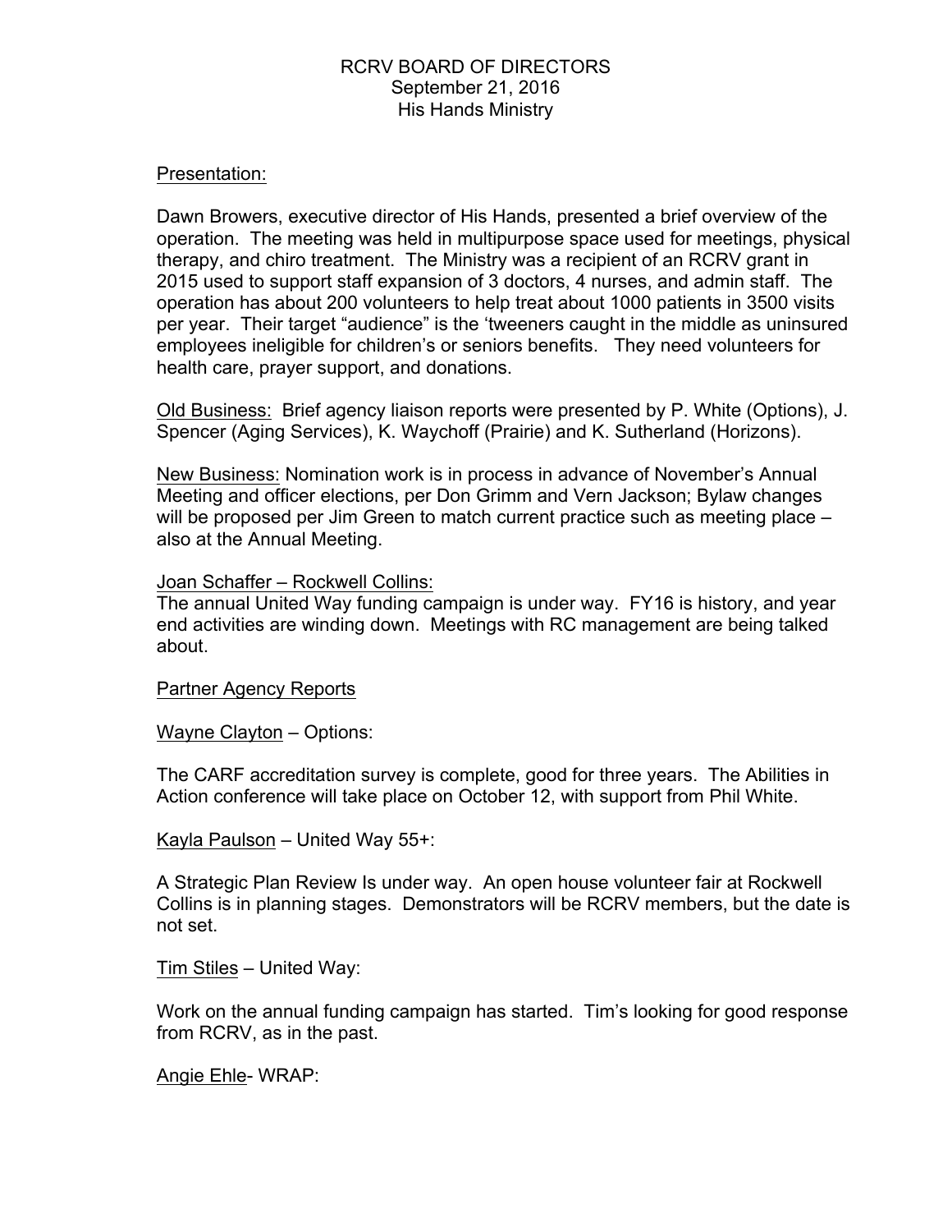RCRV BOARD OF DIRECTORS
September 21, 2016
His Hands Ministry

<u>Presentation:</u>

Dawn Browers, executive director of His Hands, presented a brief overview of the operation. The meeting was held in multipurpose space used for meetings, physical therapy, and chiro treatment. The Ministry was a recipient of an RCRV grant in 2015 used to support staff expansion of 3 doctors, 4 nurses, and admin staff. The operation has about 200 volunteers to help treat about 1000 patients in 3500 visits per year. Their target "audience" is the 'tweeners caught in the middle as uninsured employees ineligible for children's or seniors benefits. They need volunteers for health care, prayer support, and donations.

<u>Old Business:</u> Brief agency liaison reports were presented by P. White (Options), J. Spencer (Aging Services), K. Waychoff (Prairie) and K. Sutherland (Horizons).

<u>New Business:</u> Nomination work is in process in advance of November's Annual Meeting and officer elections, per Don Grimm and Vern Jackson; Bylaw changes will be proposed per Jim Green to match current practice such as meeting place – also at the Annual Meeting.

<u>Joan Schaffer – Rockwell Collins:</u>
The annual United Way funding campaign is under way. FY16 is history, and year end activities are winding down. Meetings with RC management are being talked about.

<u>Partner Agency Reports</u>

<u>Wayne Clayton</u> – Options:

The CARF accreditation survey is complete, good for three years. The Abilities in Action conference will take place on October 12, with support from Phil White.

<u>Kayla Paulson</u> – United Way 55+:

A Strategic Plan Review Is under way. An open house volunteer fair at Rockwell Collins is in planning stages. Demonstrators will be RCRV members, but the date is not set.

<u>Tim Stiles</u> – United Way:

Work on the annual funding campaign has started. Tim's looking for good response from RCRV, as in the past.

<u>Angie Ehle</u>- WRAP: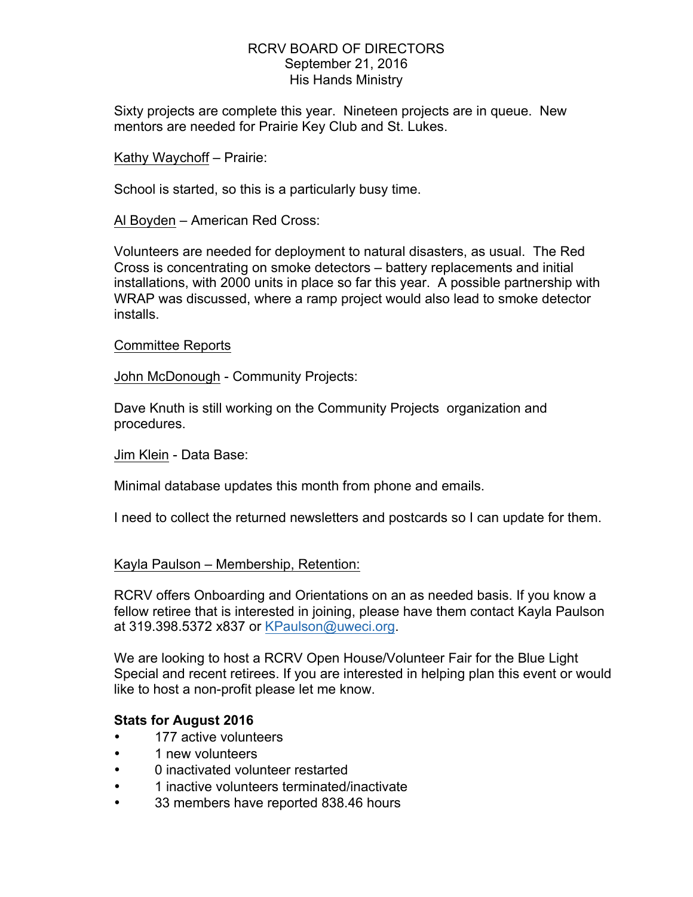RCRV BOARD OF DIRECTORS
September 21, 2016
His Hands Ministry

Sixty projects are complete this year. Nineteen projects are in queue. New mentors are needed for Prairie Key Club and St. Lukes.

Kathy Waychoff – Prairie:

School is started, so this is a particularly busy time.

Al Boyden – American Red Cross:

Volunteers are needed for deployment to natural disasters, as usual. The Red Cross is concentrating on smoke detectors – battery replacements and initial installations, with 2000 units in place so far this year. A possible partnership with WRAP was discussed, where a ramp project would also lead to smoke detector installs.

Committee Reports

John McDonough - Community Projects:

Dave Knuth is still working on the Community Projects organization and procedures.

Jim Klein - Data Base:

Minimal database updates this month from phone and emails.

I need to collect the returned newsletters and postcards so I can update for them.

Kayla Paulson – Membership, Retention:

RCRV offers Onboarding and Orientations on an as needed basis. If you know a fellow retiree that is interested in joining, please have them contact Kayla Paulson at 319.398.5372 x837 or KPaulson@uweci.org.

We are looking to host a RCRV Open House/Volunteer Fair for the Blue Light Special and recent retirees. If you are interested in helping plan this event or would like to host a non-profit please let me know.

**Stats for August 2016**

- 177 active volunteers
- 1 new volunteers
- 0 inactivated volunteer restarted
- 1 inactive volunteers terminated/inactivate
- 33 members have reported 838.46 hours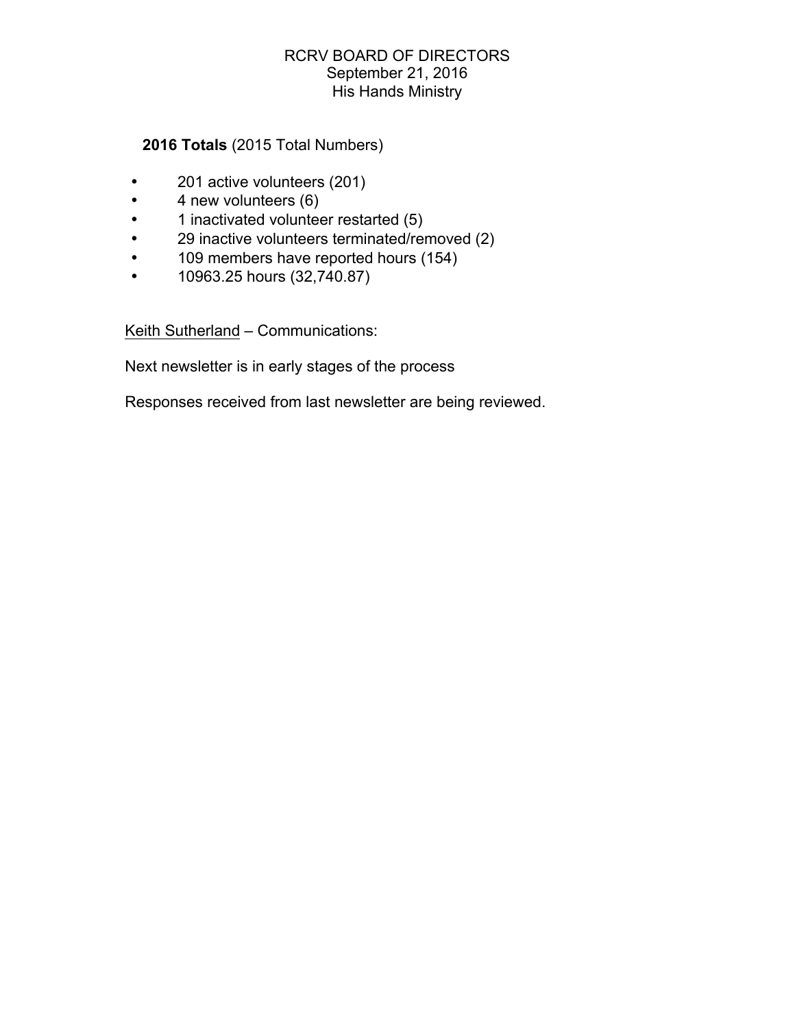RCRV BOARD OF DIRECTORS
September 21, 2016
His Hands Ministry

**2016 Totals** (2015 Total Numbers)

- 201 active volunteers (201)
- 4 new volunteers (6)
- 1 inactivated volunteer restarted (5)
- 29 inactive volunteers terminated/removed (2)
- 109 members have reported hours (154)
- 10963.25 hours (32,740.87)

<u>Keith Sutherland</u> – Communications:

Next newsletter is in early stages of the process

Responses received from last newsletter are being reviewed.